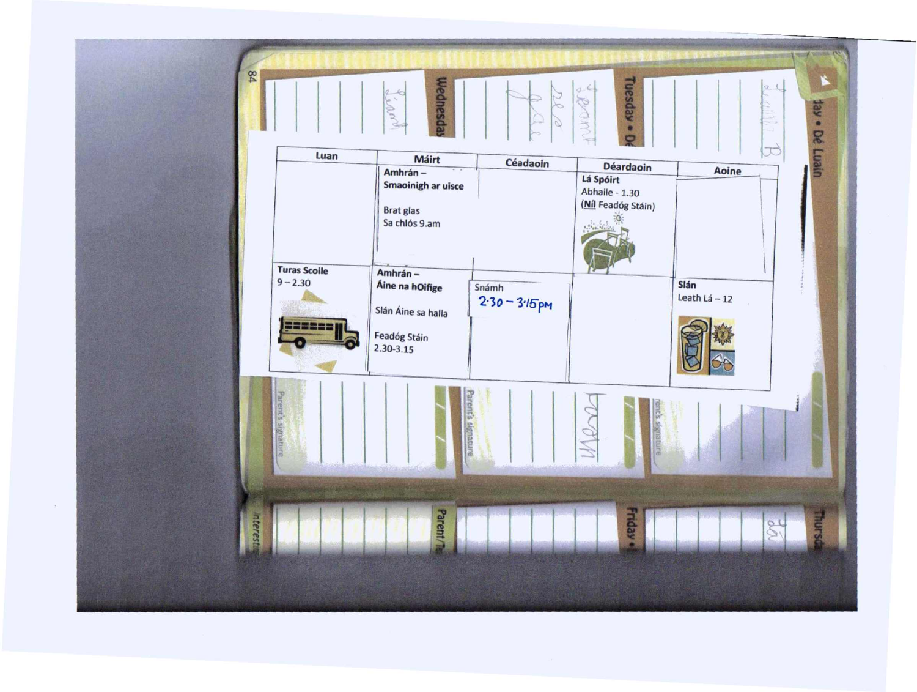| Luan | Máirt | Céadaoin | Déardaoin | Aoine |
|---|---|---|---|---|
| | **Amhrán – Smaoinigh ar uisce**<br><br>Brat glas<br>Sa chlós 9.am | | **Lá Spóirt**<br>Abhaile - 1.30<br>(**Níl** Feadóg Stáin) | |
| **Turas Scoile**<br>9 – 2.30 | **Amhrán – Áine na hOifige**<br><br>Slán Áine sa halla<br><br>Feadóg Stáin<br>2.30-3.15 | Snámh<br>2.30 – 3.15pm | | **Slán**<br>Leath Lá – 12 |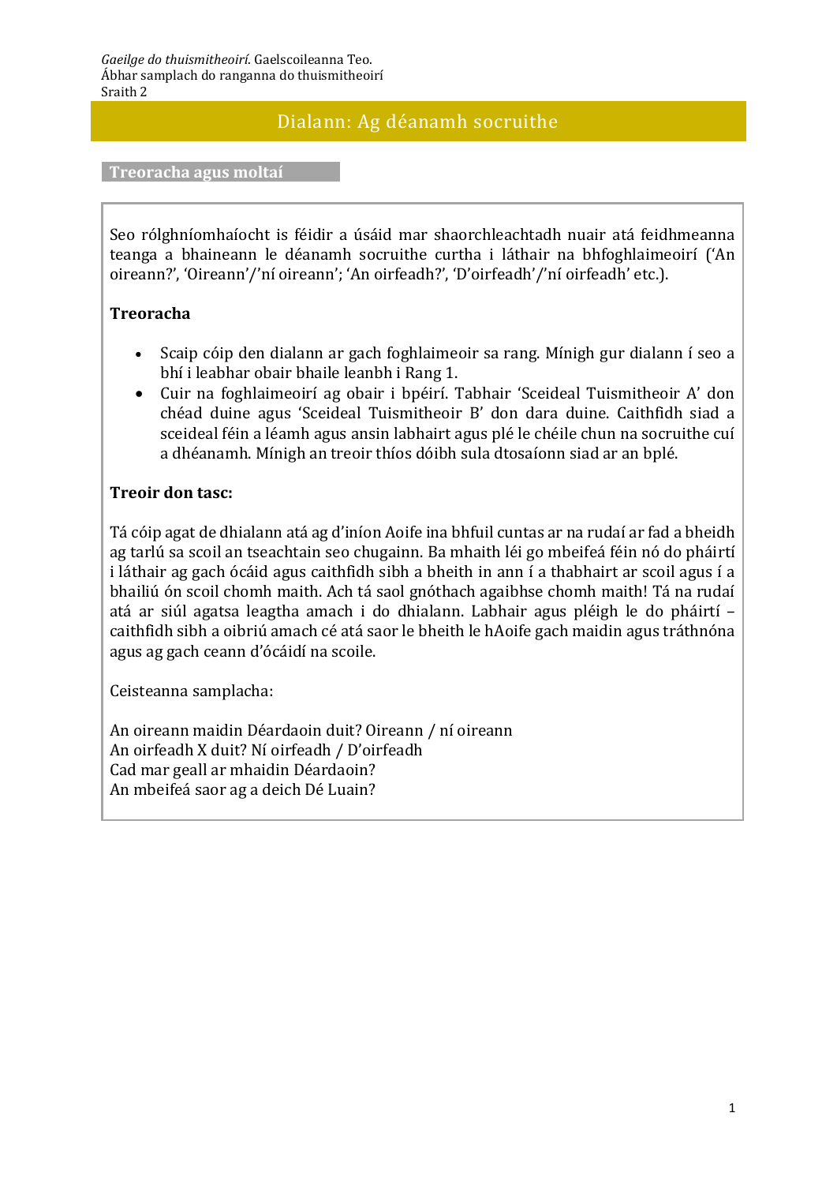# Dialann: Ag déanamh socruithe

## Treoracha agus moltaí

Seo rólghníomhaíocht is féidir a úsáid mar shaorchleachtadh nuair atá feidhmeanna teanga a bhaineann le déanamh socruithe curtha i láthair na bhfoghlaimeoirí ('An oireann?', 'Oireann'/'ní oireann'; 'An oirfeadh?', 'D'oirfeadh'/'ní oirfeadh' etc.).

**Treoracha**

- Scaip cóip den dialann ar gach foghlaimeoir sa rang. Mínigh gur dialann í seo a bhí i leabhar obair bhaile leanbh i Rang 1.
- Cuir na foghlaimeoirí ag obair i bpéirí. Tabhair 'Sceideal Tuismitheoir A' don chéad duine agus 'Sceideal Tuismitheoir B' don dara duine. Caithfidh siad a sceideal féin a léamh agus ansin labhairt agus plé le chéile chun na socruithe cuí a dhéanamh. Mínigh an treoir thíos dóibh sula dtosaíonn siad ar an bplé.

**Treoir don tasc:**

Tá cóip agat de dhialann atá ag d'iníon Aoife ina bhfuil cuntas ar na rudaí ar fad a bheidh ag tarlú sa scoil an tseachtain seo chugainn. Ba mhaith léi go mbeifeá féin nó do pháirtí i láthair ag gach ócáid agus caithfidh sibh a bheith in ann í a thabhairt ar scoil agus í a bhailiú ón scoil chomh maith. Ach tá saol gnóthach agaibhse chomh maith! Tá na rudaí atá ar siúl agatsa leagtha amach i do dhialann. Labhair agus pléigh le do pháirtí – caithfidh sibh a oibriú amach cé atá saor le bheith le hAoife gach maidin agus tráthnóna agus ag gach ceann d'ócáidí na scoile.

Ceisteanna samplacha:

An oireann maidin Déardaoin duit? Oireann / ní oireann
An oirfeadh X duit? Ní oirfeadh / D'oirfeadh
Cad mar geall ar mhaidin Déardaoin?
An mbeifeá saor ag a deich Dé Luain?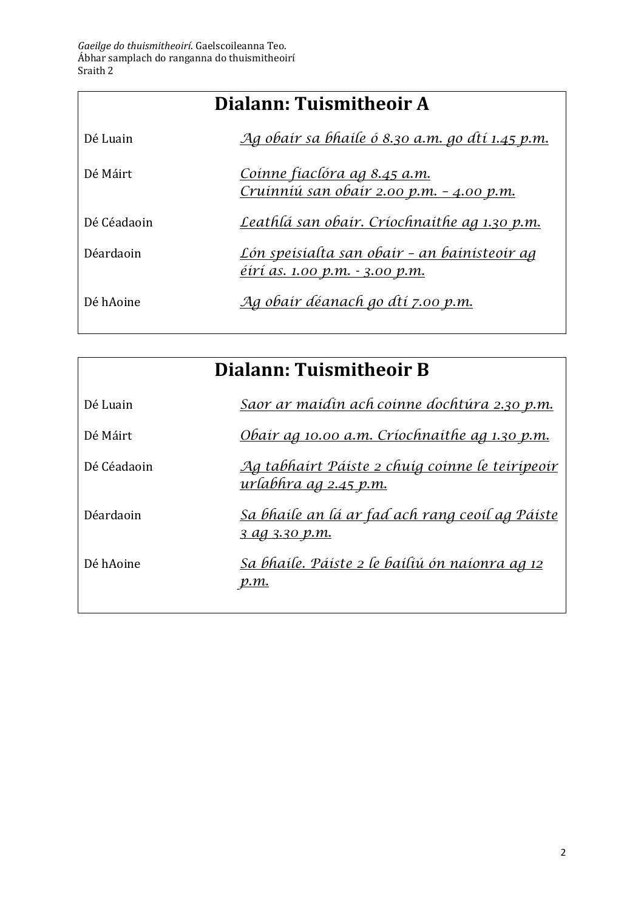## Dialann: Tuismitheoir A

| | |
|---|---|
| Dé Luain | *Ag obair sa bhaile ó 8.30 a.m. go dtí 1.45 p.m.* |
| Dé Máirt | *Coinne fiaclóra ag 8.45 a.m.*<br>*Cruinniú san obair 2.00 p.m. – 4.00 p.m.* |
| Dé Céadaoin | *Leathlá san obair. Críochnaithe ag 1.30 p.m.* |
| Déardaoin | *Lón speisialta san obair – an bainisteoir ag éirí as. 1.00 p.m. - 3.00 p.m.* |
| Dé hAoine | *Ag obair déanach go dtí 7.00 p.m.* |

## Dialann: Tuismitheoir B

| | |
|---|---|
| Dé Luain | *Saor ar maidin ach coinne dochtúra 2.30 p.m.* |
| Dé Máirt | *Obair ag 10.00 a.m. Críochnaithe ag 1.30 p.m.* |
| Dé Céadaoin | *Ag tabhairt Páiste 2 chuig coinne le teiripeoir urlabhra ag 2.45 p.m.* |
| Déardaoin | *Sa bhaile an lá ar fad ach rang ceoil ag Páiste 3 ag 3.30 p.m.* |
| Dé hAoine | *Sa bhaile. Páiste 2 le bailiú ón naíonra ag 12 p.m.* |